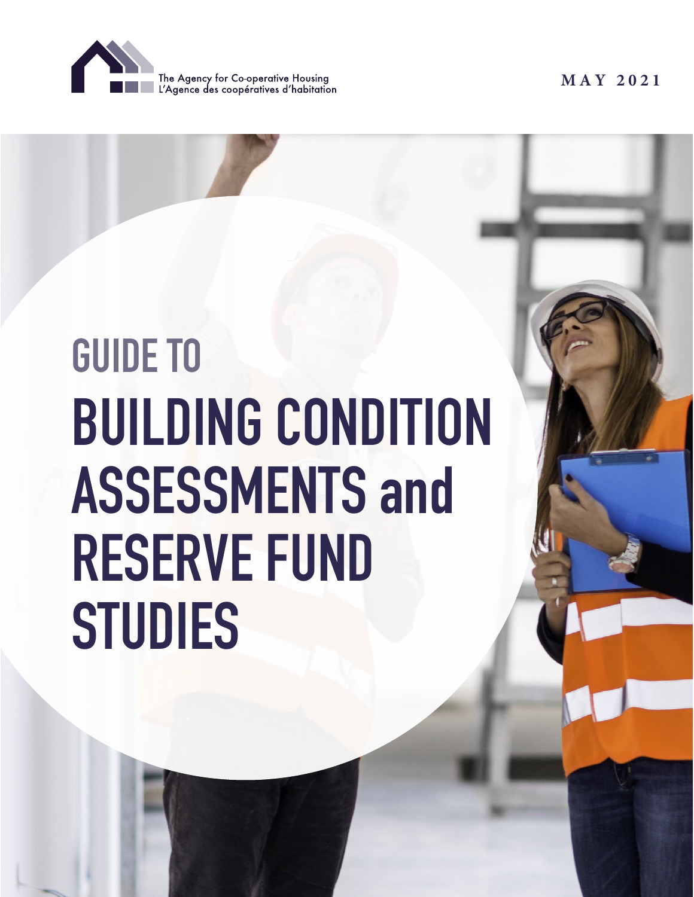The Agency for Co-operative Housing
L'Agence des coopératives d'habitation

MAY 2021

# GUIDE TO BUILDING CONDITION ASSESSMENTS and RESERVE FUND STUDIES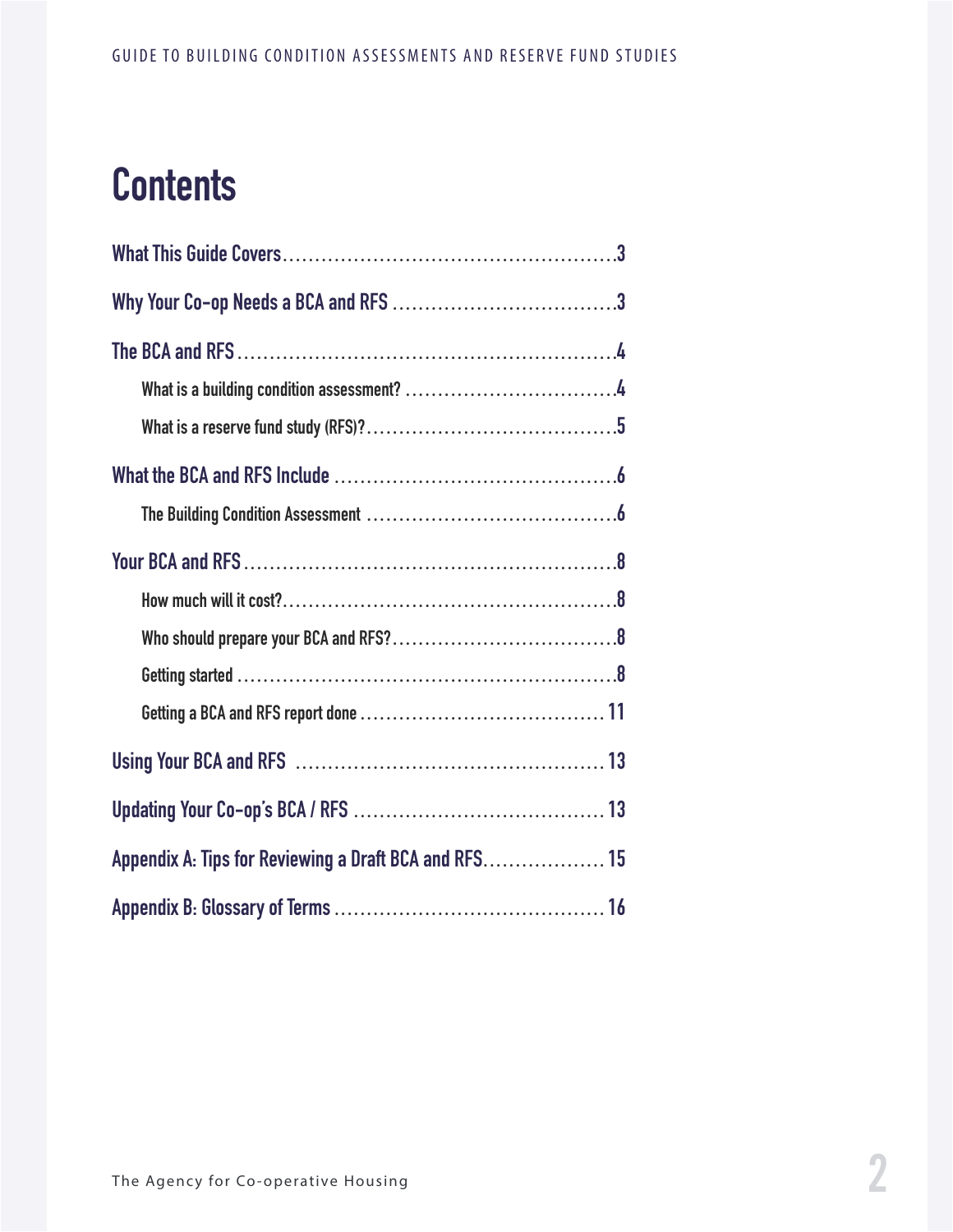# Contents

- What This Guide Covers ... 3
- Why Your Co-op Needs a BCA and RFS ... 3
- The BCA and RFS ... 4
  - What is a building condition assessment? ... 4
  - What is a reserve fund study (RFS)? ... 5
- What the BCA and RFS Include ... 6
  - The Building Condition Assessment ... 6
- Your BCA and RFS ... 8
  - How much will it cost? ... 8
  - Who should prepare your BCA and RFS? ... 8
  - Getting started ... 8
  - Getting a BCA and RFS report done ... 11
- Using Your BCA and RFS ... 13
- Updating Your Co-op's BCA / RFS ... 13
- Appendix A: Tips for Reviewing a Draft BCA and RFS ... 15
- Appendix B: Glossary of Terms ... 16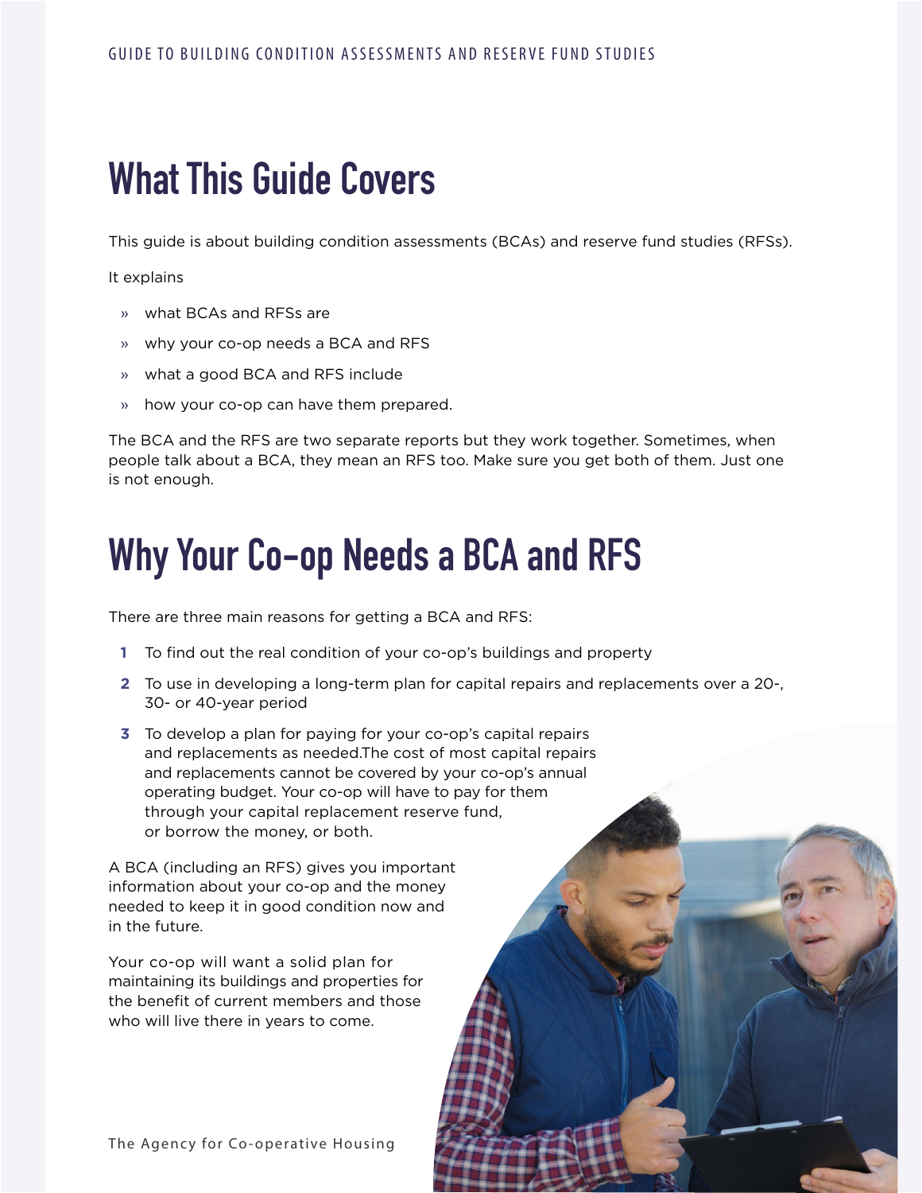# What This Guide Covers

This guide is about building condition assessments (BCAs) and reserve fund studies (RFSs).

It explains

- what BCAs and RFSs are
- why your co-op needs a BCA and RFS
- what a good BCA and RFS include
- how your co-op can have them prepared.

The BCA and the RFS are two separate reports but they work together. Sometimes, when people talk about a BCA, they mean an RFS too. Make sure you get both of them. Just one is not enough.

# Why Your Co-op Needs a BCA and RFS

There are three main reasons for getting a BCA and RFS:

1. To find out the real condition of your co-op's buildings and property
2. To use in developing a long-term plan for capital repairs and replacements over a 20-, 30- or 40-year period
3. To develop a plan for paying for your co-op's capital repairs and replacements as needed.The cost of most capital repairs and replacements cannot be covered by your co-op's annual operating budget. Your co-op will have to pay for them through your capital replacement reserve fund, or borrow the money, or both.

A BCA (including an RFS) gives you important information about your co-op and the money needed to keep it in good condition now and in the future.

Your co-op will want a solid plan for maintaining its buildings and properties for the benefit of current members and those who will live there in years to come.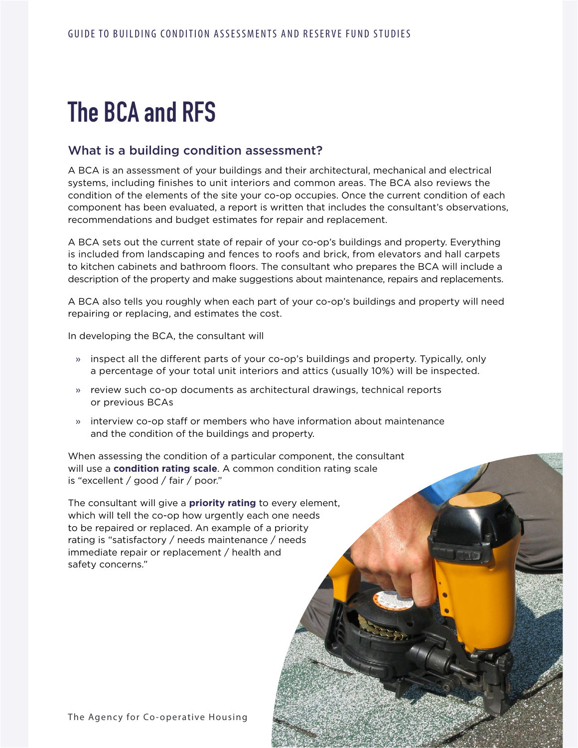# The BCA and RFS

## What is a building condition assessment?

A BCA is an assessment of your buildings and their architectural, mechanical and electrical systems, including finishes to unit interiors and common areas. The BCA also reviews the condition of the elements of the site your co-op occupies. Once the current condition of each component has been evaluated, a report is written that includes the consultant's observations, recommendations and budget estimates for repair and replacement.

A BCA sets out the current state of repair of your co-op's buildings and property. Everything is included from landscaping and fences to roofs and brick, from elevators and hall carpets to kitchen cabinets and bathroom floors. The consultant who prepares the BCA will include a description of the property and make suggestions about maintenance, repairs and replacements.

A BCA also tells you roughly when each part of your co-op's buildings and property will need repairing or replacing, and estimates the cost.

In developing the BCA, the consultant will

- inspect all the different parts of your co-op's buildings and property. Typically, only a percentage of your total unit interiors and attics (usually 10%) will be inspected.
- review such co-op documents as architectural drawings, technical reports or previous BCAs
- interview co-op staff or members who have information about maintenance and the condition of the buildings and property.

When assessing the condition of a particular component, the consultant will use a **condition rating scale**. A common condition rating scale is "excellent / good / fair / poor."

The consultant will give a **priority rating** to every element, which will tell the co-op how urgently each one needs to be repaired or replaced. An example of a priority rating is "satisfactory / needs maintenance / needs immediate repair or replacement / health and safety concerns."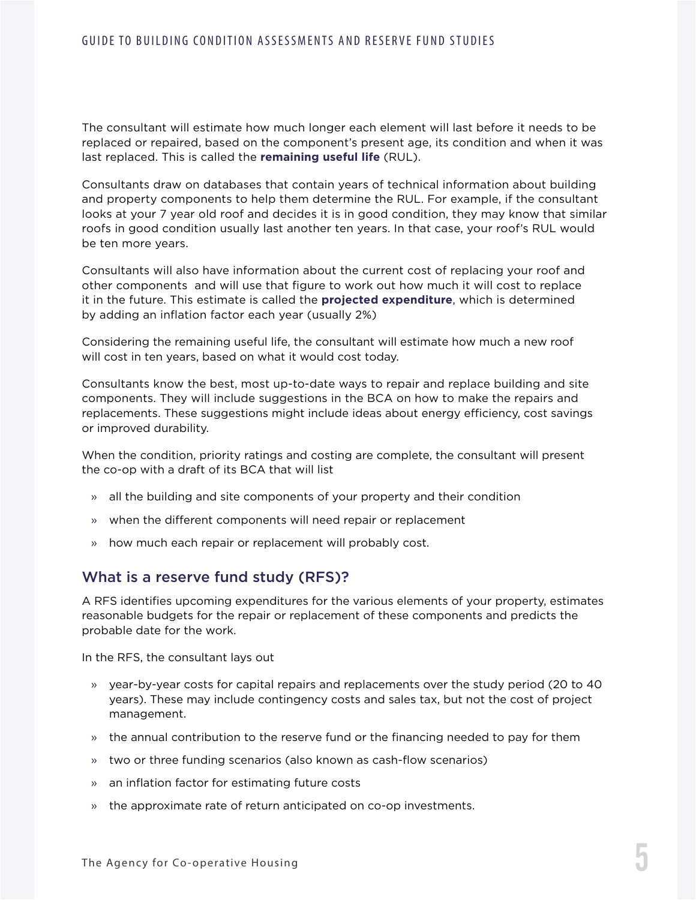The consultant will estimate how much longer each element will last before it needs to be replaced or repaired, based on the component's present age, its condition and when it was last replaced. This is called the **remaining useful life** (RUL).

Consultants draw on databases that contain years of technical information about building and property components to help them determine the RUL. For example, if the consultant looks at your 7 year old roof and decides it is in good condition, they may know that similar roofs in good condition usually last another ten years. In that case, your roof's RUL would be ten more years.

Consultants will also have information about the current cost of replacing your roof and other components  and will use that figure to work out how much it will cost to replace it in the future. This estimate is called the **projected expenditure**, which is determined by adding an inflation factor each year (usually 2%)

Considering the remaining useful life, the consultant will estimate how much a new roof will cost in ten years, based on what it would cost today.

Consultants know the best, most up-to-date ways to repair and replace building and site components. They will include suggestions in the BCA on how to make the repairs and replacements. These suggestions might include ideas about energy efficiency, cost savings or improved durability.

When the condition, priority ratings and costing are complete, the consultant will present the co-op with a draft of its BCA that will list

- all the building and site components of your property and their condition
- when the different components will need repair or replacement
- how much each repair or replacement will probably cost.

## What is a reserve fund study (RFS)?

A RFS identifies upcoming expenditures for the various elements of your property, estimates reasonable budgets for the repair or replacement of these components and predicts the probable date for the work.

In the RFS, the consultant lays out

- year-by-year costs for capital repairs and replacements over the study period (20 to 40 years). These may include contingency costs and sales tax, but not the cost of project management.
- the annual contribution to the reserve fund or the financing needed to pay for them
- two or three funding scenarios (also known as cash-flow scenarios)
- an inflation factor for estimating future costs
- the approximate rate of return anticipated on co-op investments.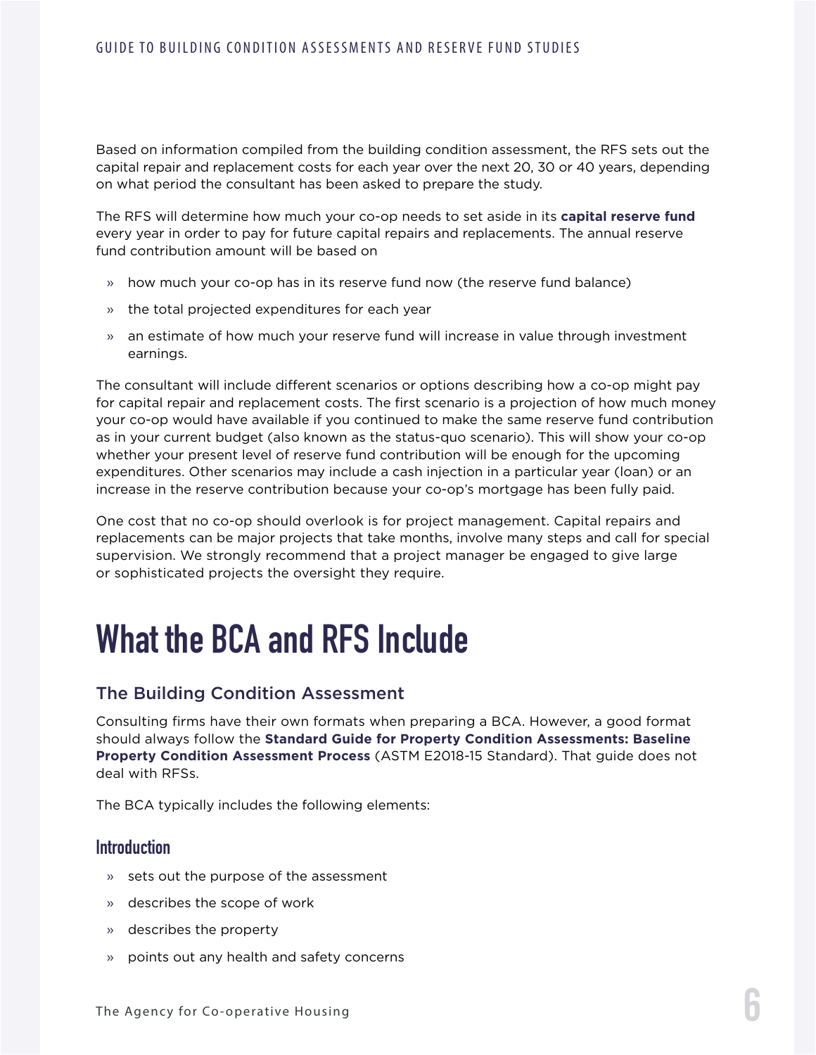Based on information compiled from the building condition assessment, the RFS sets out the capital repair and replacement costs for each year over the next 20, 30 or 40 years, depending on what period the consultant has been asked to prepare the study.

The RFS will determine how much your co-op needs to set aside in its **capital reserve fund** every year in order to pay for future capital repairs and replacements. The annual reserve fund contribution amount will be based on

- how much your co-op has in its reserve fund now (the reserve fund balance)
- the total projected expenditures for each year
- an estimate of how much your reserve fund will increase in value through investment earnings.

The consultant will include different scenarios or options describing how a co-op might pay for capital repair and replacement costs. The first scenario is a projection of how much money your co-op would have available if you continued to make the same reserve fund contribution as in your current budget (also known as the status-quo scenario). This will show your co-op whether your present level of reserve fund contribution will be enough for the upcoming expenditures. Other scenarios may include a cash injection in a particular year (loan) or an increase in the reserve contribution because your co-op's mortgage has been fully paid.

One cost that no co-op should overlook is for project management. Capital repairs and replacements can be major projects that take months, involve many steps and call for special supervision. We strongly recommend that a project manager be engaged to give large or sophisticated projects the oversight they require.

# What the BCA and RFS Include

## The Building Condition Assessment

Consulting firms have their own formats when preparing a BCA. However, a good format should always follow the **Standard Guide for Property Condition Assessments: Baseline Property Condition Assessment Process** (ASTM E2018-15 Standard). That guide does not deal with RFSs.

The BCA typically includes the following elements:

### Introduction

- sets out the purpose of the assessment
- describes the scope of work
- describes the property
- points out any health and safety concerns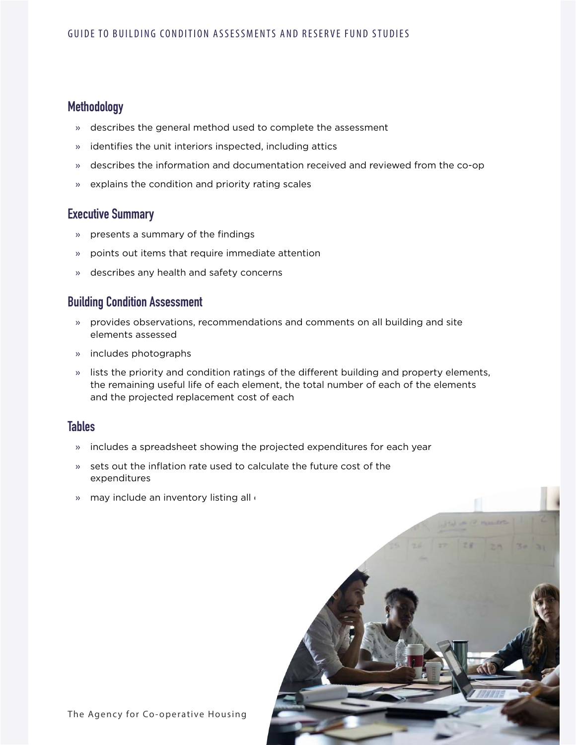## Methodology

- describes the general method used to complete the assessment
- identifies the unit interiors inspected, including attics
- describes the information and documentation received and reviewed from the co-op
- explains the condition and priority rating scales

## Executive Summary

- presents a summary of the findings
- points out items that require immediate attention
- describes any health and safety concerns

## Building Condition Assessment

- provides observations, recommendations and comments on all building and site elements assessed
- includes photographs
- lists the priority and condition ratings of the different building and property elements, the remaining useful life of each element, the total number of each of the elements and the projected replacement cost of each

## Tables

- includes a spreadsheet showing the projected expenditures for each year
- sets out the inflation rate used to calculate the future cost of the expenditures
- may include an inventory listing all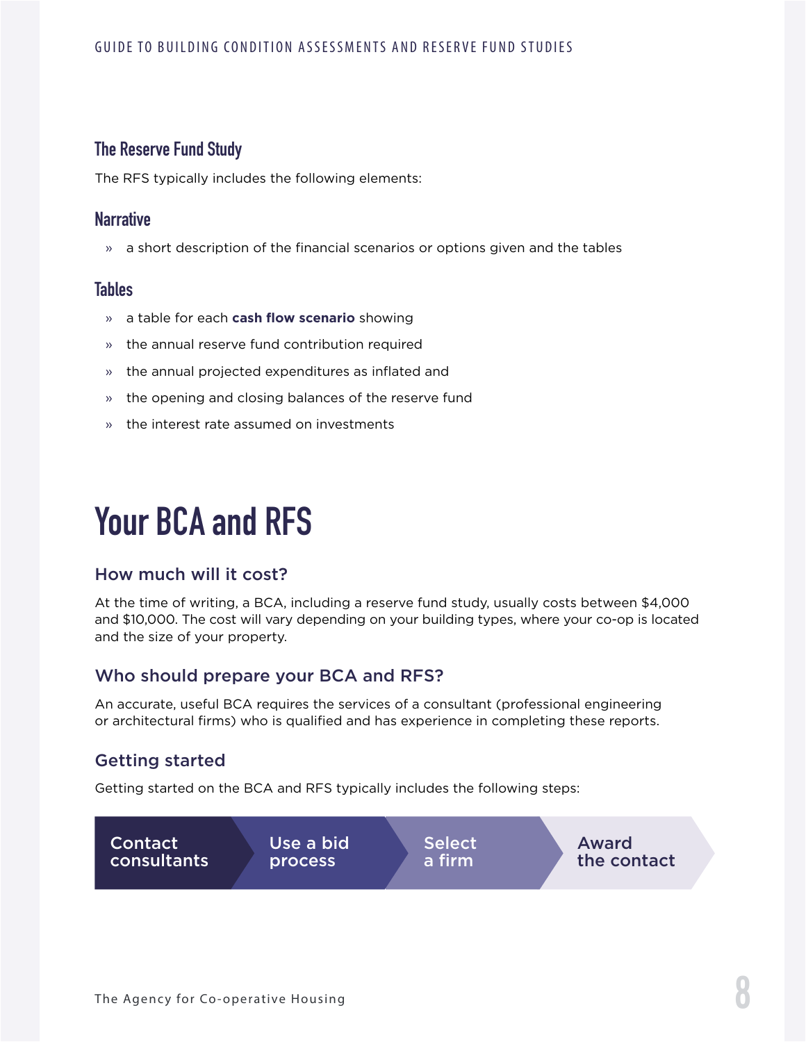## The Reserve Fund Study

The RFS typically includes the following elements:

### Narrative

- a short description of the financial scenarios or options given and the tables

### Tables

- a table for each **cash flow scenario** showing
- the annual reserve fund contribution required
- the annual projected expenditures as inflated and
- the opening and closing balances of the reserve fund
- the interest rate assumed on investments

# Your BCA and RFS

### How much will it cost?

At the time of writing, a BCA, including a reserve fund study, usually costs between $4,000 and $10,000. The cost will vary depending on your building types, where your co-op is located and the size of your property.

### Who should prepare your BCA and RFS?

An accurate, useful BCA requires the services of a consultant (professional engineering or architectural firms) who is qualified and has experience in completing these reports.

### Getting started

Getting started on the BCA and RFS typically includes the following steps:

Contact consultants → Use a bid process → Select a firm → Award the contact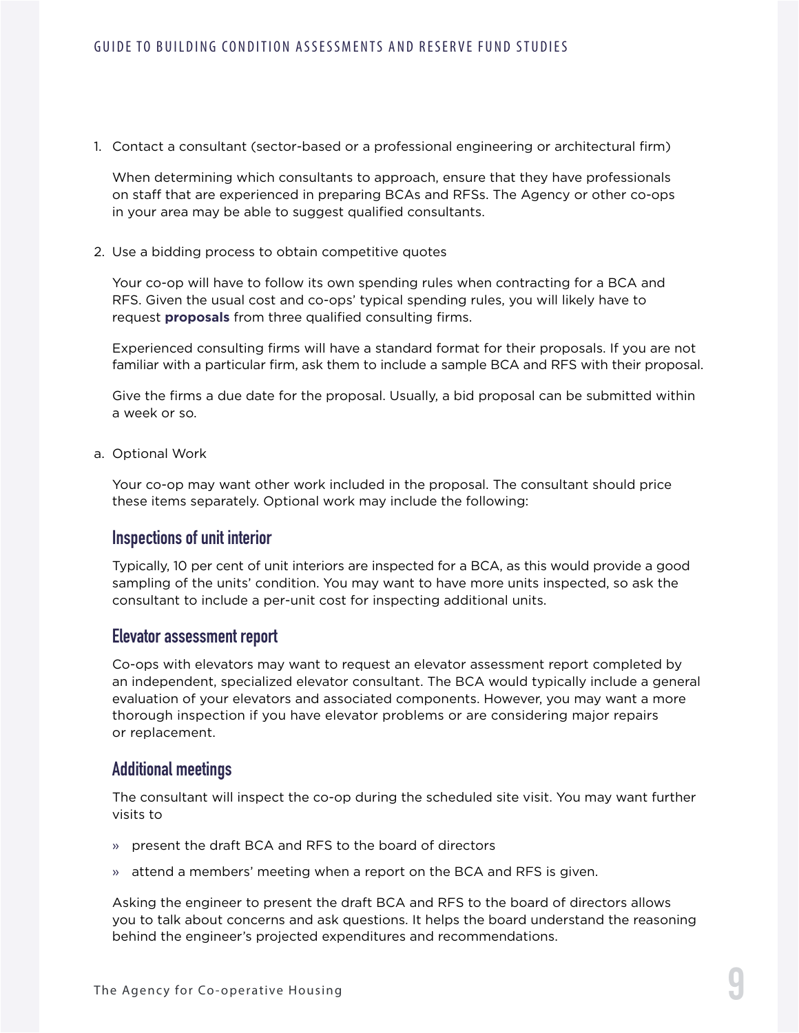1. Contact a consultant (sector-based or a professional engineering or architectural firm)

   When determining which consultants to approach, ensure that they have professionals on staff that are experienced in preparing BCAs and RFSs. The Agency or other co-ops in your area may be able to suggest qualified consultants.

2. Use a bidding process to obtain competitive quotes

   Your co-op will have to follow its own spending rules when contracting for a BCA and RFS. Given the usual cost and co-ops' typical spending rules, you will likely have to request **proposals** from three qualified consulting firms.

   Experienced consulting firms will have a standard format for their proposals. If you are not familiar with a particular firm, ask them to include a sample BCA and RFS with their proposal.

   Give the firms a due date for the proposal. Usually, a bid proposal can be submitted within a week or so.

a. Optional Work

   Your co-op may want other work included in the proposal. The consultant should price these items separately. Optional work may include the following:

### Inspections of unit interior

Typically, 10 per cent of unit interiors are inspected for a BCA, as this would provide a good sampling of the units' condition. You may want to have more units inspected, so ask the consultant to include a per-unit cost for inspecting additional units.

### Elevator assessment report

Co-ops with elevators may want to request an elevator assessment report completed by an independent, specialized elevator consultant. The BCA would typically include a general evaluation of your elevators and associated components. However, you may want a more thorough inspection if you have elevator problems or are considering major repairs or replacement.

### Additional meetings

The consultant will inspect the co-op during the scheduled site visit. You may want further visits to

» present the draft BCA and RFS to the board of directors

» attend a members' meeting when a report on the BCA and RFS is given.

Asking the engineer to present the draft BCA and RFS to the board of directors allows you to talk about concerns and ask questions. It helps the board understand the reasoning behind the engineer's projected expenditures and recommendations.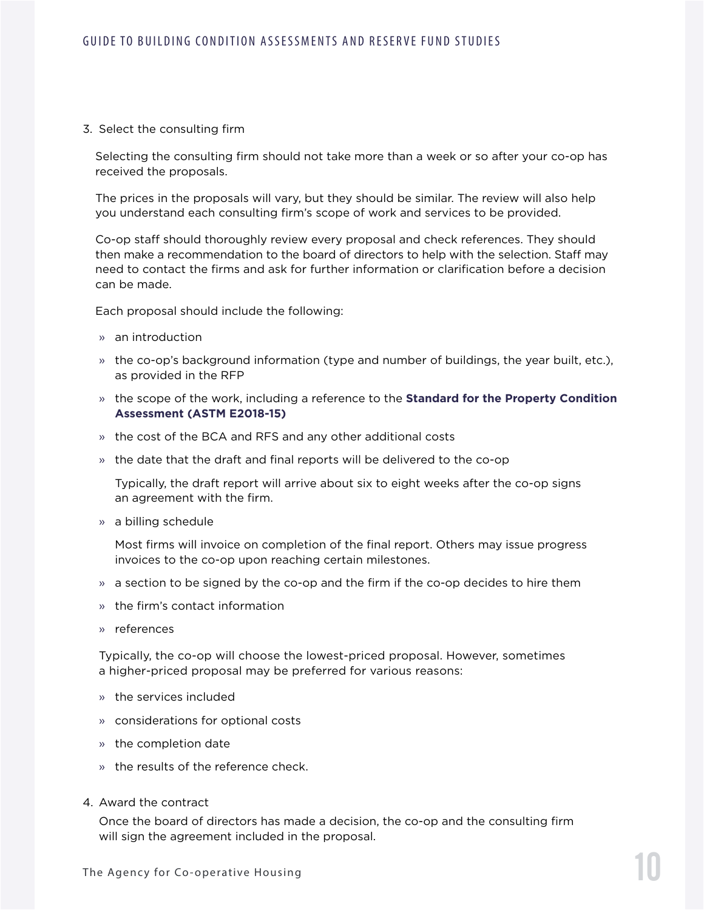3. Select the consulting firm

   Selecting the consulting firm should not take more than a week or so after your co-op has received the proposals.

   The prices in the proposals will vary, but they should be similar. The review will also help you understand each consulting firm's scope of work and services to be provided.

   Co-op staff should thoroughly review every proposal and check references. They should then make a recommendation to the board of directors to help with the selection. Staff may need to contact the firms and ask for further information or clarification before a decision can be made.

   Each proposal should include the following:

   - an introduction
   - the co-op's background information (type and number of buildings, the year built, etc.), as provided in the RFP
   - the scope of the work, including a reference to the **Standard for the Property Condition Assessment (ASTM E2018-15)**
   - the cost of the BCA and RFS and any other additional costs
   - the date that the draft and final reports will be delivered to the co-op

     Typically, the draft report will arrive about six to eight weeks after the co-op signs an agreement with the firm.

   - a billing schedule

     Most firms will invoice on completion of the final report. Others may issue progress invoices to the co-op upon reaching certain milestones.

   - a section to be signed by the co-op and the firm if the co-op decides to hire them
   - the firm's contact information
   - references

   Typically, the co-op will choose the lowest-priced proposal. However, sometimes a higher-priced proposal may be preferred for various reasons:

   - the services included
   - considerations for optional costs
   - the completion date
   - the results of the reference check.

4. Award the contract

   Once the board of directors has made a decision, the co-op and the consulting firm will sign the agreement included in the proposal.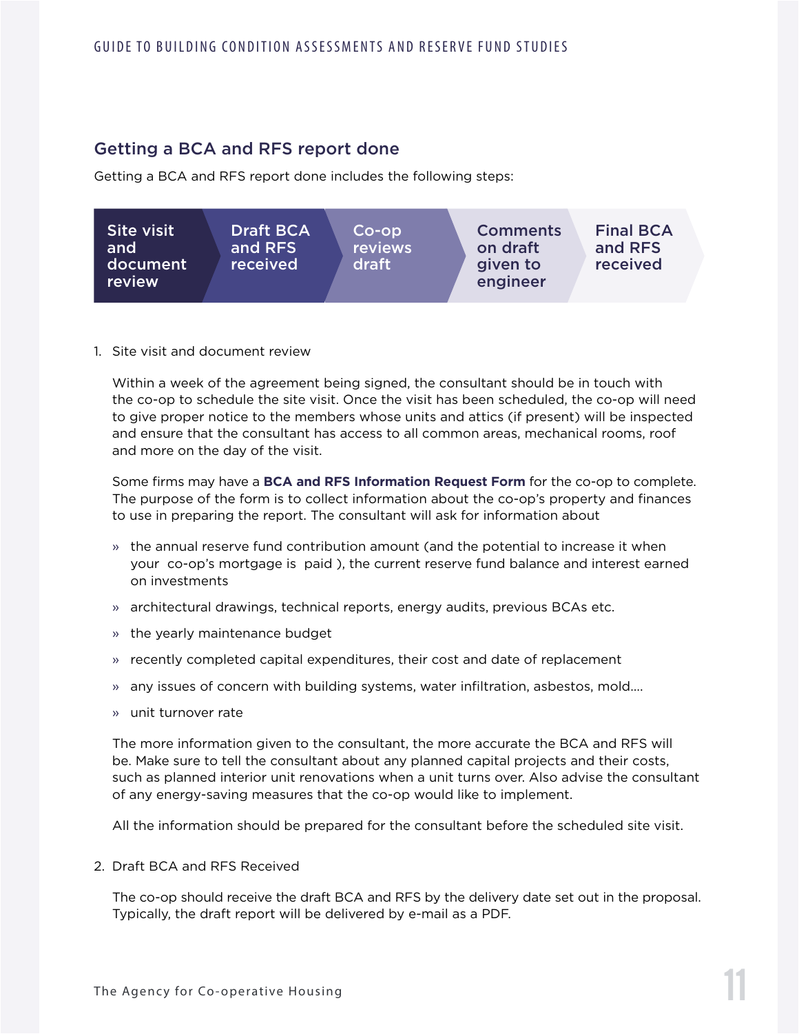## Getting a BCA and RFS report done

Getting a BCA and RFS report done includes the following steps:

Site visit and document review → Draft BCA and RFS received → Co-op reviews draft → Comments on draft given to engineer → Final BCA and RFS received

1. Site visit and document review

   Within a week of the agreement being signed, the consultant should be in touch with the co-op to schedule the site visit. Once the visit has been scheduled, the co-op will need to give proper notice to the members whose units and attics (if present) will be inspected and ensure that the consultant has access to all common areas, mechanical rooms, roof and more on the day of the visit.

   Some firms may have a **BCA and RFS Information Request Form** for the co-op to complete. The purpose of the form is to collect information about the co-op's property and finances to use in preparing the report. The consultant will ask for information about

   » the annual reserve fund contribution amount (and the potential to increase it when your co-op's mortgage is paid ), the current reserve fund balance and interest earned on investments

   » architectural drawings, technical reports, energy audits, previous BCAs etc.

   » the yearly maintenance budget

   » recently completed capital expenditures, their cost and date of replacement

   » any issues of concern with building systems, water infiltration, asbestos, mold....

   » unit turnover rate

   The more information given to the consultant, the more accurate the BCA and RFS will be. Make sure to tell the consultant about any planned capital projects and their costs, such as planned interior unit renovations when a unit turns over. Also advise the consultant of any energy-saving measures that the co-op would like to implement.

   All the information should be prepared for the consultant before the scheduled site visit.

2. Draft BCA and RFS Received

   The co-op should receive the draft BCA and RFS by the delivery date set out in the proposal. Typically, the draft report will be delivered by e-mail as a PDF.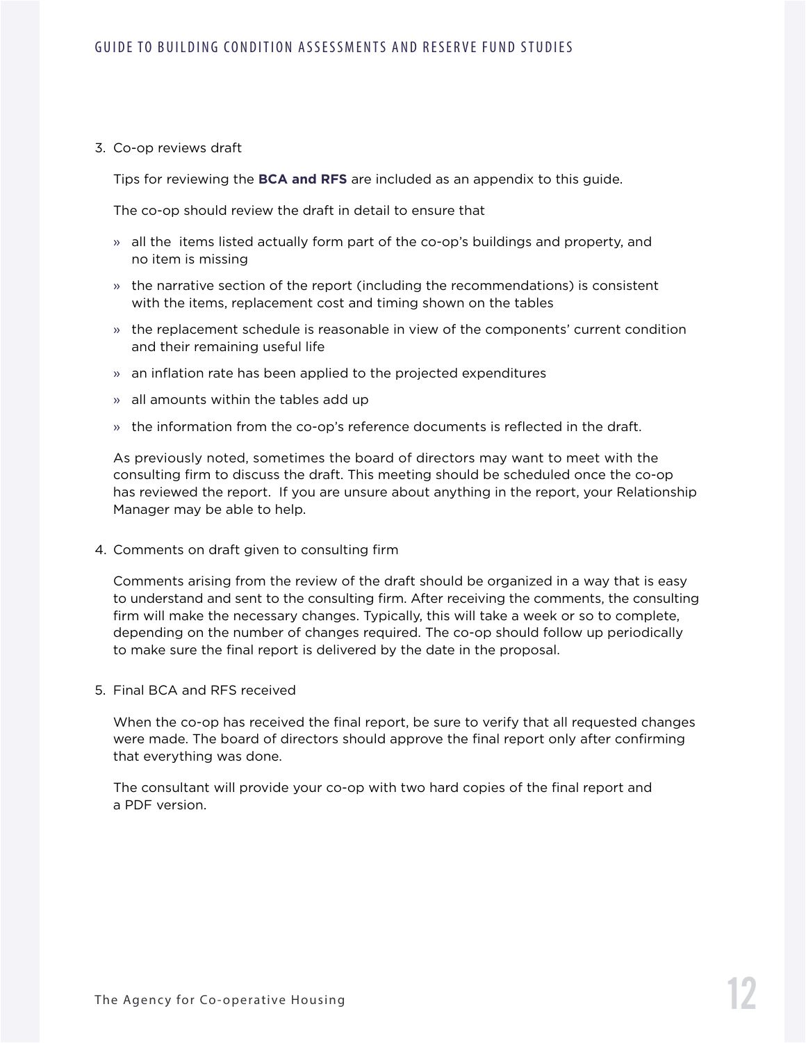3. Co-op reviews draft

   Tips for reviewing the **BCA and RFS** are included as an appendix to this guide.

   The co-op should review the draft in detail to ensure that

   - all the items listed actually form part of the co-op's buildings and property, and no item is missing
   - the narrative section of the report (including the recommendations) is consistent with the items, replacement cost and timing shown on the tables
   - the replacement schedule is reasonable in view of the components' current condition and their remaining useful life
   - an inflation rate has been applied to the projected expenditures
   - all amounts within the tables add up
   - the information from the co-op's reference documents is reflected in the draft.

   As previously noted, sometimes the board of directors may want to meet with the consulting firm to discuss the draft. This meeting should be scheduled once the co-op has reviewed the report. If you are unsure about anything in the report, your Relationship Manager may be able to help.

4. Comments on draft given to consulting firm

   Comments arising from the review of the draft should be organized in a way that is easy to understand and sent to the consulting firm. After receiving the comments, the consulting firm will make the necessary changes. Typically, this will take a week or so to complete, depending on the number of changes required. The co-op should follow up periodically to make sure the final report is delivered by the date in the proposal.

5. Final BCA and RFS received

   When the co-op has received the final report, be sure to verify that all requested changes were made. The board of directors should approve the final report only after confirming that everything was done.

   The consultant will provide your co-op with two hard copies of the final report and a PDF version.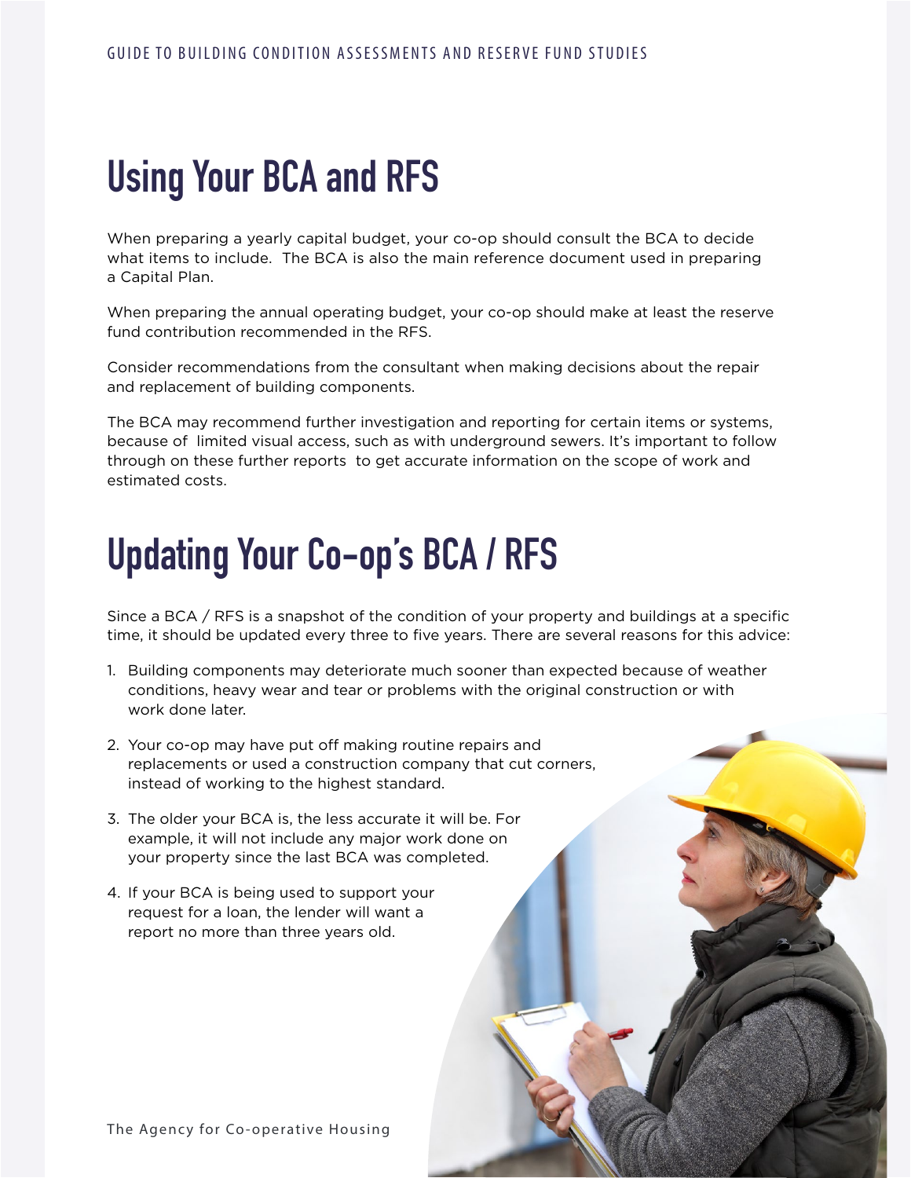# Using Your BCA and RFS

When preparing a yearly capital budget, your co-op should consult the BCA to decide what items to include. The BCA is also the main reference document used in preparing a Capital Plan.

When preparing the annual operating budget, your co-op should make at least the reserve fund contribution recommended in the RFS.

Consider recommendations from the consultant when making decisions about the repair and replacement of building components.

The BCA may recommend further investigation and reporting for certain items or systems, because of limited visual access, such as with underground sewers. It's important to follow through on these further reports to get accurate information on the scope of work and estimated costs.

# Updating Your Co-op's BCA / RFS

Since a BCA / RFS is a snapshot of the condition of your property and buildings at a specific time, it should be updated every three to five years. There are several reasons for this advice:

1. Building components may deteriorate much sooner than expected because of weather conditions, heavy wear and tear or problems with the original construction or with work done later.
2. Your co-op may have put off making routine repairs and replacements or used a construction company that cut corners, instead of working to the highest standard.
3. The older your BCA is, the less accurate it will be. For example, it will not include any major work done on your property since the last BCA was completed.
4. If your BCA is being used to support your request for a loan, the lender will want a report no more than three years old.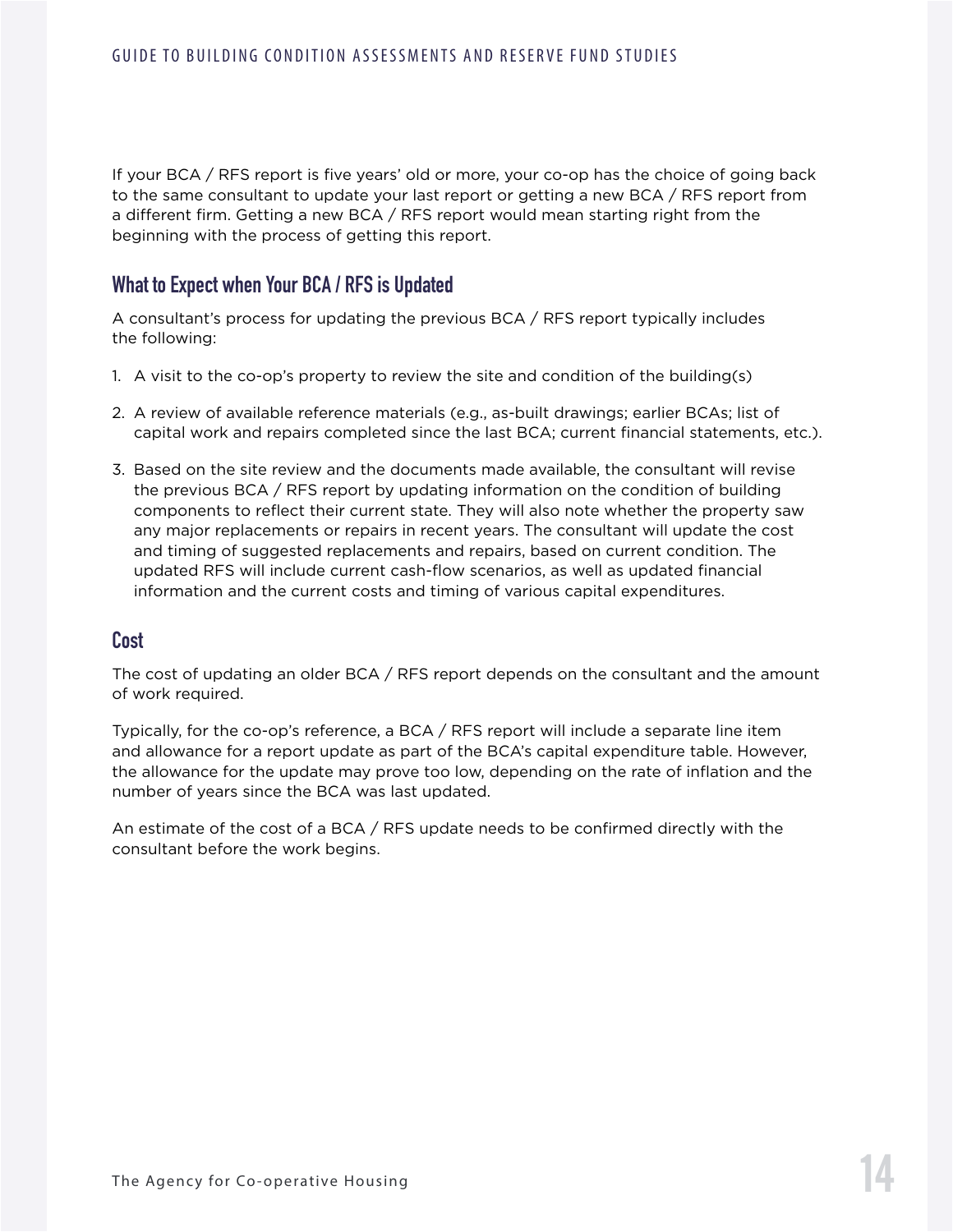If your BCA / RFS report is five years' old or more, your co-op has the choice of going back to the same consultant to update your last report or getting a new BCA / RFS report from a different firm. Getting a new BCA / RFS report would mean starting right from the beginning with the process of getting this report.

## What to Expect when Your BCA / RFS is Updated

A consultant's process for updating the previous BCA / RFS report typically includes the following:

1. A visit to the co-op's property to review the site and condition of the building(s)
2. A review of available reference materials (e.g., as-built drawings; earlier BCAs; list of capital work and repairs completed since the last BCA; current financial statements, etc.).
3. Based on the site review and the documents made available, the consultant will revise the previous BCA / RFS report by updating information on the condition of building components to reflect their current state. They will also note whether the property saw any major replacements or repairs in recent years. The consultant will update the cost and timing of suggested replacements and repairs, based on current condition. The updated RFS will include current cash-flow scenarios, as well as updated financial information and the current costs and timing of various capital expenditures.

## Cost

The cost of updating an older BCA / RFS report depends on the consultant and the amount of work required.

Typically, for the co-op's reference, a BCA / RFS report will include a separate line item and allowance for a report update as part of the BCA's capital expenditure table. However, the allowance for the update may prove too low, depending on the rate of inflation and the number of years since the BCA was last updated.

An estimate of the cost of a BCA / RFS update needs to be confirmed directly with the consultant before the work begins.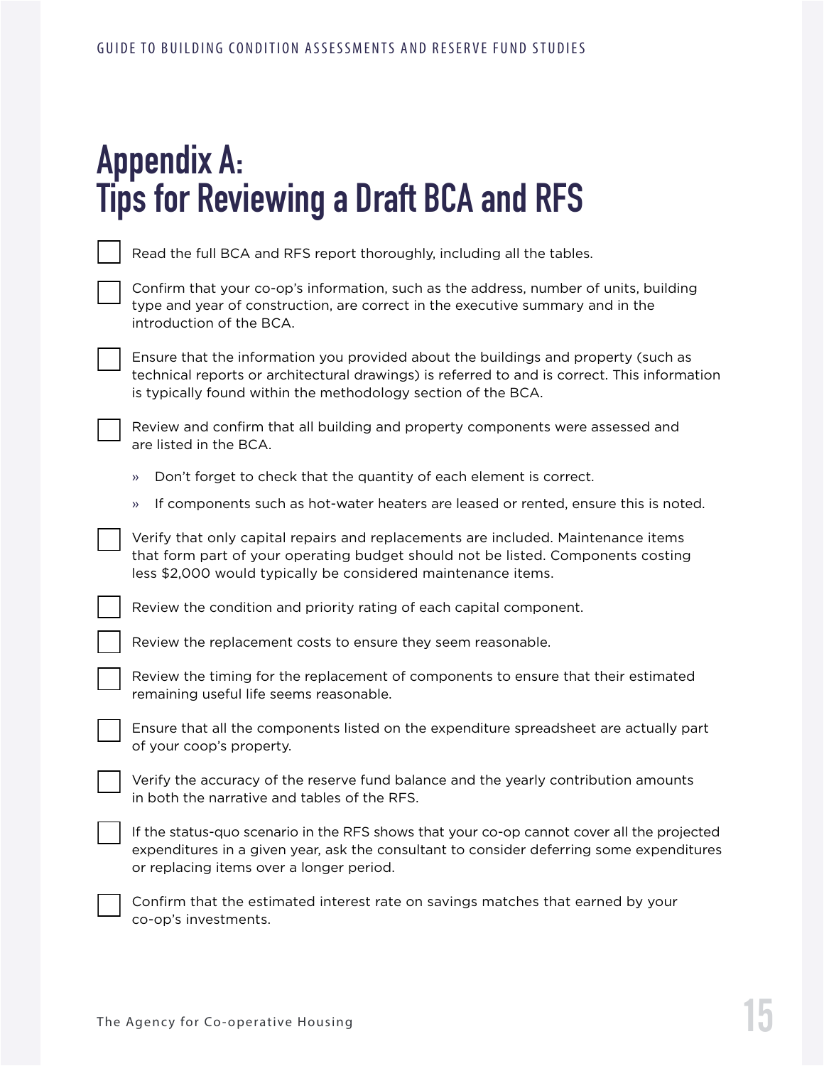# Appendix A: Tips for Reviewing a Draft BCA and RFS

- [ ] Read the full BCA and RFS report thoroughly, including all the tables.
- [ ] Confirm that your co-op's information, such as the address, number of units, building type and year of construction, are correct in the executive summary and in the introduction of the BCA.
- [ ] Ensure that the information you provided about the buildings and property (such as technical reports or architectural drawings) is referred to and is correct. This information is typically found within the methodology section of the BCA.
- [ ] Review and confirm that all building and property components were assessed and are listed in the BCA.
  - » Don't forget to check that the quantity of each element is correct.
  - » If components such as hot-water heaters are leased or rented, ensure this is noted.
- [ ] Verify that only capital repairs and replacements are included. Maintenance items that form part of your operating budget should not be listed. Components costing less $2,000 would typically be considered maintenance items.
- [ ] Review the condition and priority rating of each capital component.
- [ ] Review the replacement costs to ensure they seem reasonable.
- [ ] Review the timing for the replacement of components to ensure that their estimated remaining useful life seems reasonable.
- [ ] Ensure that all the components listed on the expenditure spreadsheet are actually part of your coop's property.
- [ ] Verify the accuracy of the reserve fund balance and the yearly contribution amounts in both the narrative and tables of the RFS.
- [ ] If the status-quo scenario in the RFS shows that your co-op cannot cover all the projected expenditures in a given year, ask the consultant to consider deferring some expenditures or replacing items over a longer period.
- [ ] Confirm that the estimated interest rate on savings matches that earned by your co-op's investments.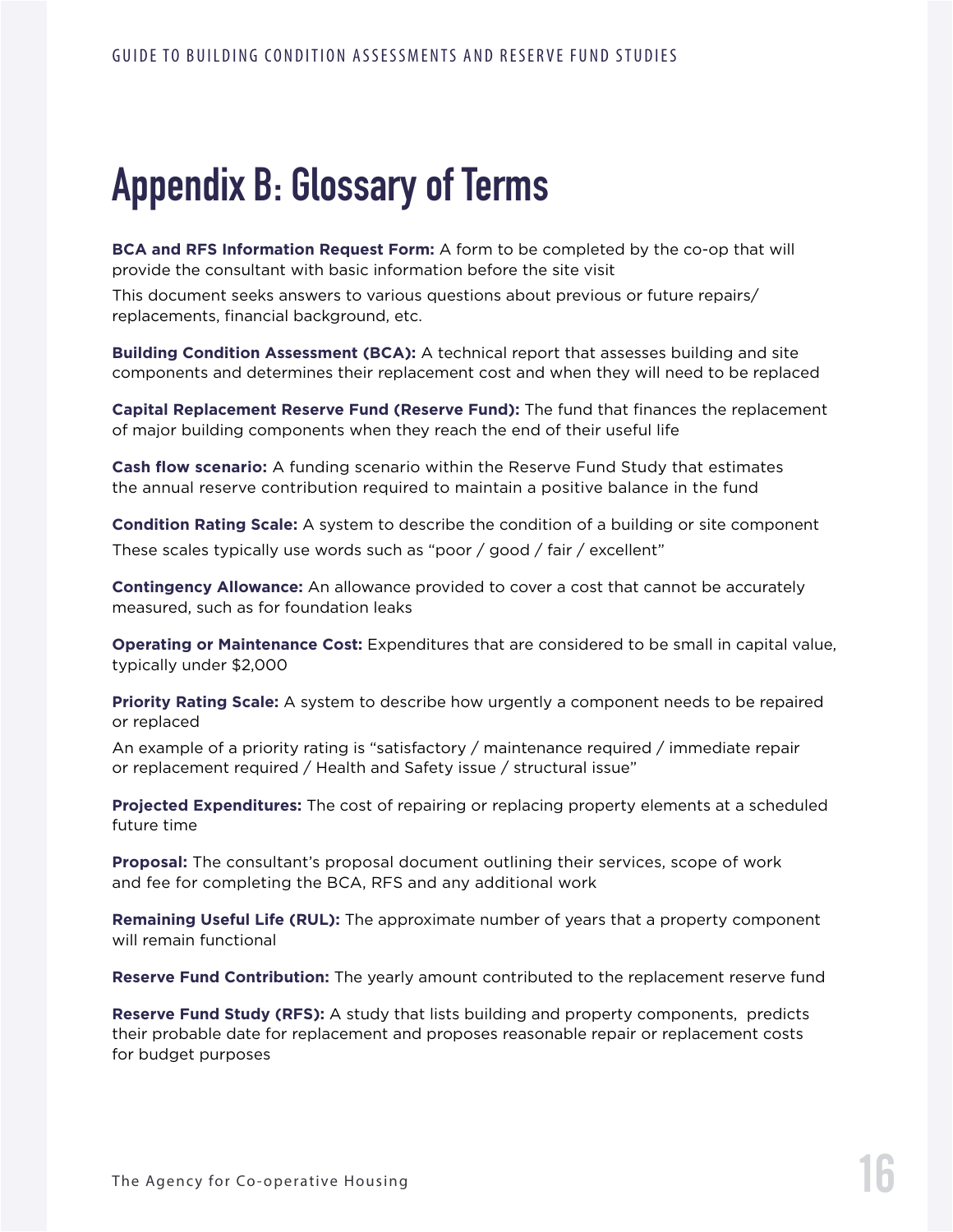# Appendix B: Glossary of Terms

**BCA and RFS Information Request Form:** A form to be completed by the co-op that will provide the consultant with basic information before the site visit

This document seeks answers to various questions about previous or future repairs/ replacements, financial background, etc.

**Building Condition Assessment (BCA):** A technical report that assesses building and site components and determines their replacement cost and when they will need to be replaced

**Capital Replacement Reserve Fund (Reserve Fund):** The fund that finances the replacement of major building components when they reach the end of their useful life

**Cash flow scenario:** A funding scenario within the Reserve Fund Study that estimates the annual reserve contribution required to maintain a positive balance in the fund

**Condition Rating Scale:** A system to describe the condition of a building or site component

These scales typically use words such as "poor / good / fair / excellent"

**Contingency Allowance:** An allowance provided to cover a cost that cannot be accurately measured, such as for foundation leaks

**Operating or Maintenance Cost:** Expenditures that are considered to be small in capital value, typically under $2,000

**Priority Rating Scale:** A system to describe how urgently a component needs to be repaired or replaced

An example of a priority rating is "satisfactory / maintenance required / immediate repair or replacement required / Health and Safety issue / structural issue"

**Projected Expenditures:** The cost of repairing or replacing property elements at a scheduled future time

**Proposal:** The consultant's proposal document outlining their services, scope of work and fee for completing the BCA, RFS and any additional work

**Remaining Useful Life (RUL):** The approximate number of years that a property component will remain functional

**Reserve Fund Contribution:** The yearly amount contributed to the replacement reserve fund

**Reserve Fund Study (RFS):** A study that lists building and property components, predicts their probable date for replacement and proposes reasonable repair or replacement costs for budget purposes